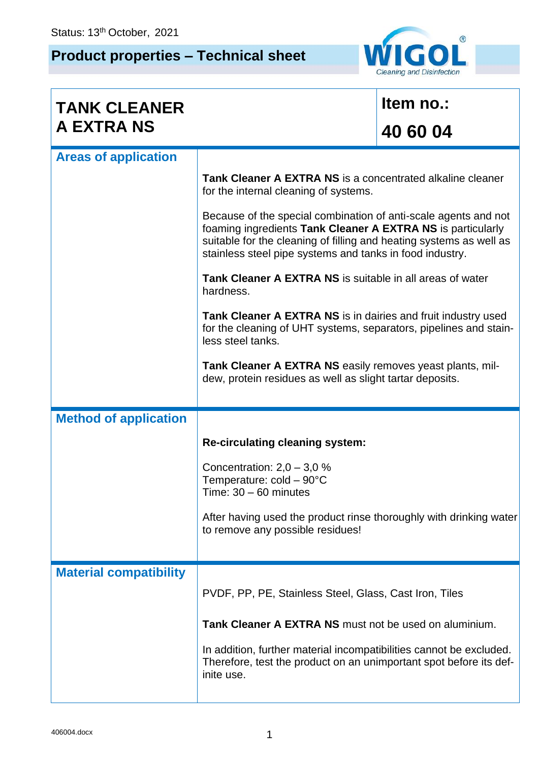Status: 13th October, 2021

# Product properties – Technical sheet

WIGOL® Cleaning and Disinfection

## TANK CLEANER A EXTRA NS

**Item no.: 40 60 04**

### Areas of application

**Tank Cleaner A EXTRA NS** is a concentrated alkaline cleaner for the internal cleaning of systems.

Because of the special combination of anti-scale agents and not foaming ingredients **Tank Cleaner A EXTRA NS** is particularly suitable for the cleaning of filling and heating systems as well as stainless steel pipe systems and tanks in food industry.

**Tank Cleaner A EXTRA NS** is suitable in all areas of water hardness.

**Tank Cleaner A EXTRA NS** is in dairies and fruit industry used for the cleaning of UHT systems, separators, pipelines and stainless steel tanks.

**Tank Cleaner A EXTRA NS** easily removes yeast plants, mildew, protein residues as well as slight tartar deposits.

### Method of application

**Re-circulating cleaning system:**

Concentration: 2,0 – 3,0 %  
Temperature: cold – 90°C  
Time: 30 – 60 minutes

After having used the product rinse thoroughly with drinking water to remove any possible residues!

### Material compatibility

PVDF, PP, PE, Stainless Steel, Glass, Cast Iron, Tiles

**Tank Cleaner A EXTRA NS** must not be used on aluminium.

In addition, further material incompatibilities cannot be excluded. Therefore, test the product on an unimportant spot before its definite use.

406004.docx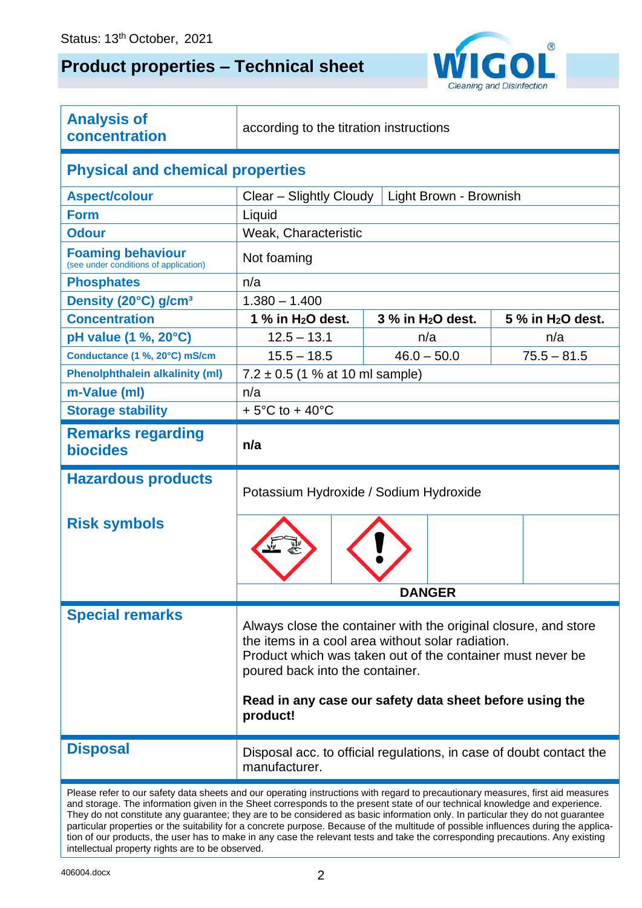Status: 13th October, 2021

# Product properties – Technical sheet

| | | | |
|---|---|---|---|
| **Analysis of concentration** | according to the titration instructions | | |
| **Physical and chemical properties** | | | |
| **Aspect/colour** | Clear – Slightly Cloudy | Light Brown - Brownish | |
| **Form** | Liquid | | |
| **Odour** | Weak, Characteristic | | |
| **Foaming behaviour** (see under conditions of application) | Not foaming | | |
| **Phosphates** | n/a | | |
| **Density (20°C) g/cm³** | 1.380 – 1.400 | | |
| **Concentration** | **1 % in $H_2O$ dest.** | **3 % in $H_2O$ dest.** | **5 % in $H_2O$ dest.** |
| **pH value (1 %, 20°C)** | 12.5 – 13.1 | n/a | n/a |
| **Conductance (1 %, 20°C) mS/cm** | 15.5 – 18.5 | 46.0 – 50.0 | 75.5 – 81.5 |
| **Phenolphthalein alkalinity (ml)** | 7.2 ± 0.5 (1 % at 10 ml sample) | | |
| **m-Value (ml)** | n/a | | |
| **Storage stability** | + 5°C to + 40°C | | |
| **Remarks regarding biocides** | **n/a** | | |
| **Hazardous products** | Potassium Hydroxide / Sodium Hydroxide | | |
| **Risk symbols** | **DANGER** | | |
| **Special remarks** | Always close the container with the original closure, and store the items in a cool area without solar radiation. Product which was taken out of the container must never be poured back into the container. **Read in any case our safety data sheet before using the product!** | | |
| **Disposal** | Disposal acc. to official regulations, in case of doubt contact the manufacturer. | | |

Please refer to our safety data sheets and our operating instructions with regard to precautionary measures, first aid measures and storage. The information given in the Sheet corresponds to the present state of our technical knowledge and experience. They do not constitute any guarantee; they are to be considered as basic information only. In particular they do not guarantee particular properties or the suitability for a concrete purpose. Because of the multitude of possible influences during the application of our products, the user has to make in any case the relevant tests and take the corresponding precautions. Any existing intellectual property rights are to be observed.

406004.docx